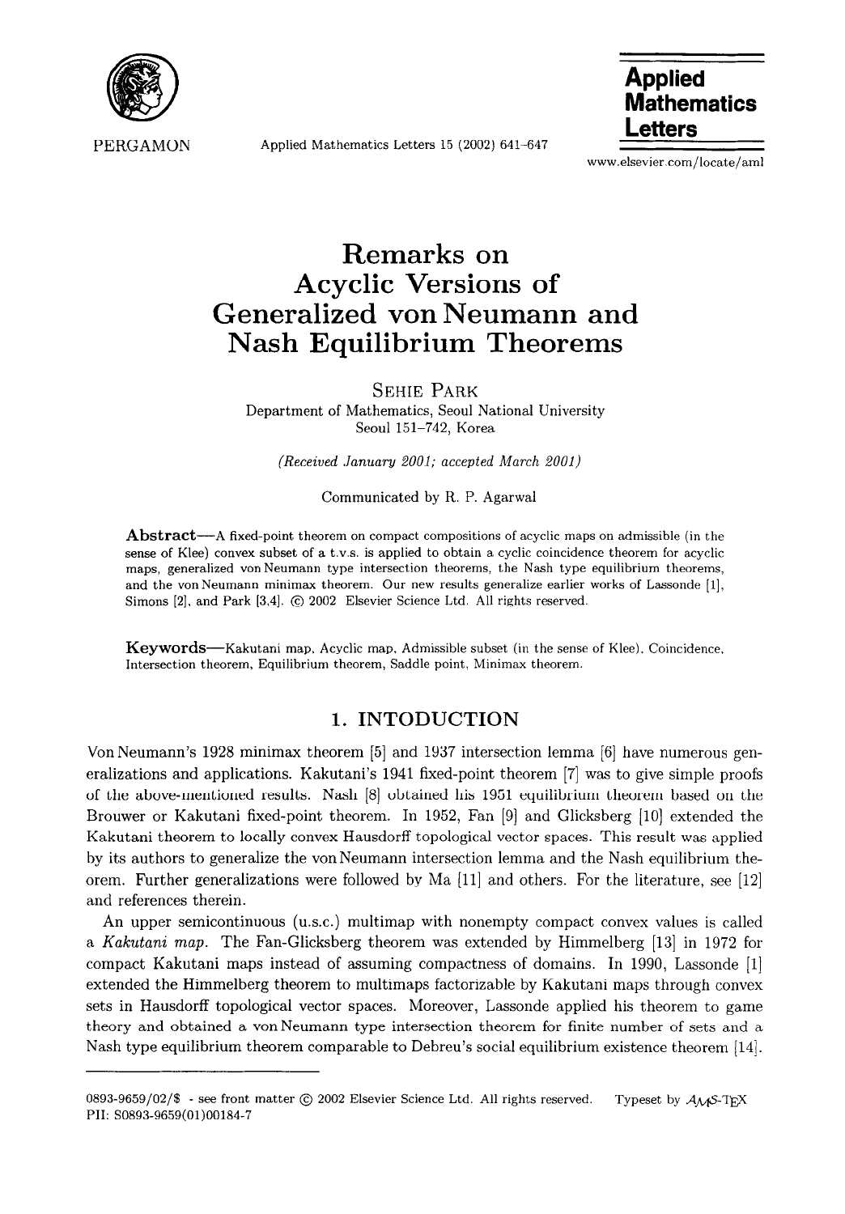# Remarks on Acyclic Versions of Generalized von Neumann and Nash Equilibrium Theorems

SEHIE PARK
Department of Mathematics, Seoul National University
Seoul 151–742, Korea

*(Received January 2001; accepted March 2001)*

Communicated by R. P. Agarwal

**Abstract**—A fixed-point theorem on compact compositions of acyclic maps on admissible (in the sense of Klee) convex subset of a t.v.s. is applied to obtain a cyclic coincidence theorem for acyclic maps, generalized von Neumann type intersection theorems, the Nash type equilibrium theorems, and the von Neumann minimax theorem. Our new results generalize earlier works of Lassonde [1], Simons [2], and Park [3,4]. © 2002 Elsevier Science Ltd. All rights reserved.

**Keywords**—Kakutani map, Acyclic map, Admissible subset (in the sense of Klee), Coincidence, Intersection theorem, Equilibrium theorem, Saddle point, Minimax theorem.

## 1. INTODUCTION

Von Neumann's 1928 minimax theorem [5] and 1937 intersection lemma [6] have numerous generalizations and applications. Kakutani's 1941 fixed-point theorem [7] was to give simple proofs of the above-mentioned results. Nash [8] obtained his 1951 equilibrium theorem based on the Brouwer or Kakutani fixed-point theorem. In 1952, Fan [9] and Glicksberg [10] extended the Kakutani theorem to locally convex Hausdorff topological vector spaces. This result was applied by its authors to generalize the von Neumann intersection lemma and the Nash equilibrium theorem. Further generalizations were followed by Ma [11] and others. For the literature, see [12] and references therein.

An upper semicontinuous (u.s.c.) multimap with nonempty compact convex values is called a *Kakutani map*. The Fan-Glicksberg theorem was extended by Himmelberg [13] in 1972 for compact Kakutani maps instead of assuming compactness of domains. In 1990, Lassonde [1] extended the Himmelberg theorem to multimaps factorizable by Kakutani maps through convex sets in Hausdorff topological vector spaces. Moreover, Lassonde applied his theorem to game theory and obtained a von Neumann type intersection theorem for finite number of sets and a Nash type equilibrium theorem comparable to Debreu's social equilibrium existence theorem [14].

---

0893-9659/02/$ - see front matter © 2002 Elsevier Science Ltd. All rights reserved. Typeset by $\mathcal{A}\mathcal{M}\mathcal{S}$-TEX
PII: S0893-9659(01)00184-7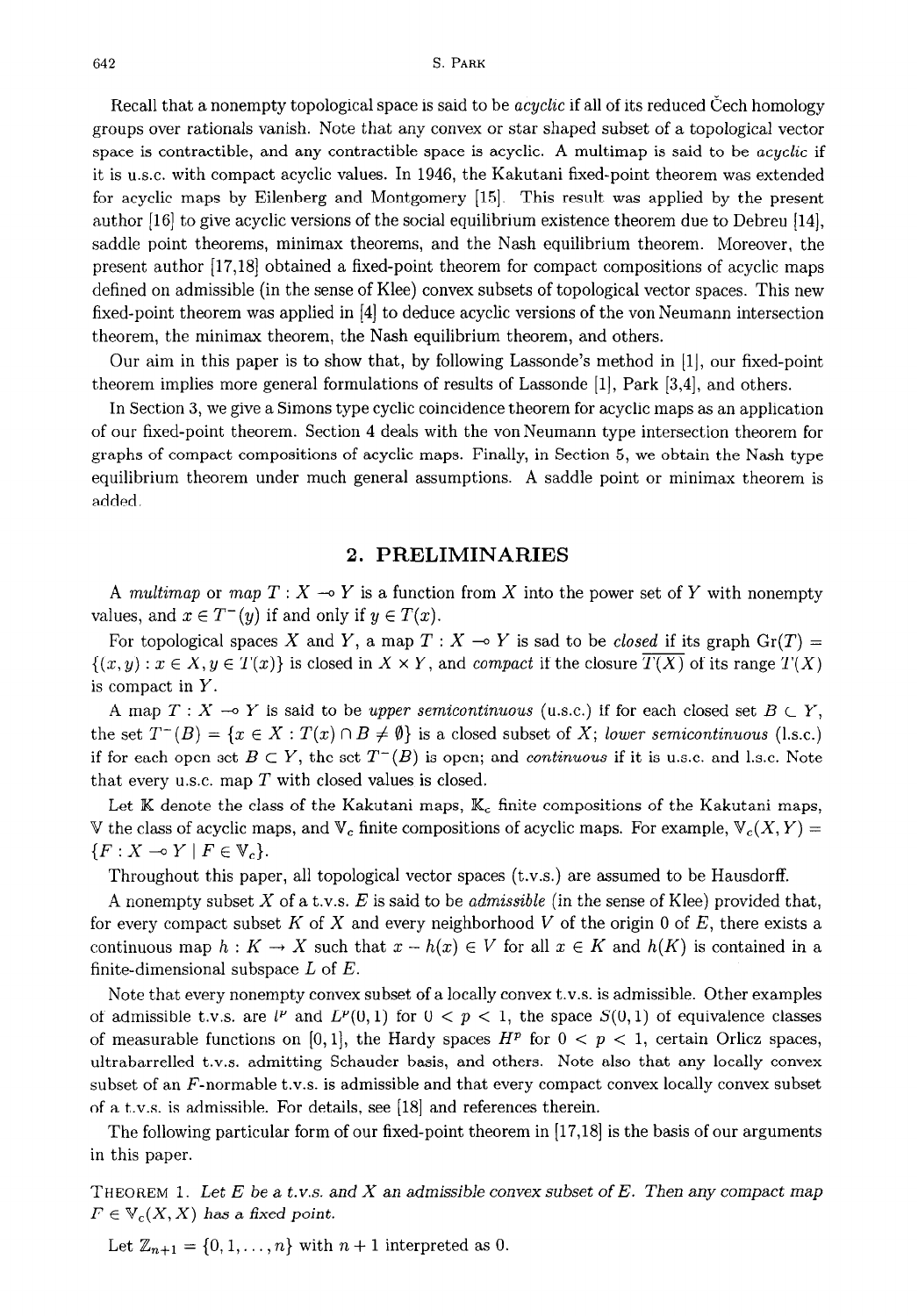Recall that a nonempty topological space is said to be *acyclic* if all of its reduced Čech homology groups over rationals vanish. Note that any convex or star shaped subset of a topological vector space is contractible, and any contractible space is acyclic. A multimap is said to be *acyclic* if it is u.s.c. with compact acyclic values. In 1946, the Kakutani fixed-point theorem was extended for acyclic maps by Eilenberg and Montgomery [15]. This result was applied by the present author [16] to give acyclic versions of the social equilibrium existence theorem due to Debreu [14], saddle point theorems, minimax theorems, and the Nash equilibrium theorem. Moreover, the present author [17,18] obtained a fixed-point theorem for compact compositions of acyclic maps defined on admissible (in the sense of Klee) convex subsets of topological vector spaces. This new fixed-point theorem was applied in [4] to deduce acyclic versions of the von Neumann intersection theorem, the minimax theorem, the Nash equilibrium theorem, and others.

Our aim in this paper is to show that, by following Lassonde's method in [1], our fixed-point theorem implies more general formulations of results of Lassonde [1], Park [3,4], and others.

In Section 3, we give a Simons type cyclic coincidence theorem for acyclic maps as an application of our fixed-point theorem. Section 4 deals with the von Neumann type intersection theorem for graphs of compact compositions of acyclic maps. Finally, in Section 5, we obtain the Nash type equilibrium theorem under much general assumptions. A saddle point or minimax theorem is added.

## 2. PRELIMINARIES

A *multimap* or *map* $T : X \multimap Y$ is a function from $X$ into the power set of $Y$ with nonempty values, and $x \in T^-(y)$ if and only if $y \in T(x)$.

For topological spaces $X$ and $Y$, a map $T : X \multimap Y$ is sad to be *closed* if its graph $\mathrm{Gr}(T) = \{(x, y) : x \in X, y \in T(x)\}$ is closed in $X \times Y$, and *compact* if the closure $\overline{T(X)}$ of its range $T(X)$ is compact in $Y$.

A map $T : X \multimap Y$ is said to be *upper semicontinuous* (u.s.c.) if for each closed set $B \subset Y$, the set $T^-(B) = \{x \in X : T(x) \cap B \neq \emptyset\}$ is a closed subset of $X$; *lower semicontinuous* (l.s.c.) if for each open set $B \subset Y$, the set $T^-(B)$ is open; and *continuous* if it is u.s.c. and l.s.c. Note that every u.s.c. map $T$ with closed values is closed.

Let $\mathbb{K}$ denote the class of the Kakutani maps, $\mathbb{K}_c$ finite compositions of the Kakutani maps, $\mathbb{V}$ the class of acyclic maps, and $\mathbb{V}_c$ finite compositions of acyclic maps. For example, $\mathbb{V}_c(X, Y) = \{F : X \multimap Y \mid F \in \mathbb{V}_c\}$.

Throughout this paper, all topological vector spaces (t.v.s.) are assumed to be Hausdorff.

A nonempty subset $X$ of a t.v.s. $E$ is said to be *admissible* (in the sense of Klee) provided that, for every compact subset $K$ of $X$ and every neighborhood $V$ of the origin $0$ of $E$, there exists a continuous map $h : K \to X$ such that $x - h(x) \in V$ for all $x \in K$ and $h(K)$ is contained in a finite-dimensional subspace $L$ of $E$.

Note that every nonempty convex subset of a locally convex t.v.s. is admissible. Other examples of admissible t.v.s. are $l^p$ and $L^p(0, 1)$ for $0 < p < 1$, the space $S(0, 1)$ of equivalence classes of measurable functions on $[0, 1]$, the Hardy spaces $H^p$ for $0 < p < 1$, certain Orlicz spaces, ultrabarrelled t.v.s. admitting Schauder basis, and others. Note also that any locally convex subset of an $F$-normable t.v.s. is admissible and that every compact convex locally convex subset of a t.v.s. is admissible. For details, see [18] and references therein.

The following particular form of our fixed-point theorem in [17,18] is the basis of our arguments in this paper.

THEOREM 1. *Let $E$ be a t.v.s. and $X$ an admissible convex subset of $E$. Then any compact map $F \in \mathbb{V}_c(X, X)$ has a fixed point.*

Let $\mathbb{Z}_{n+1} = \{0, 1, \dots, n\}$ with $n + 1$ interpreted as $0$.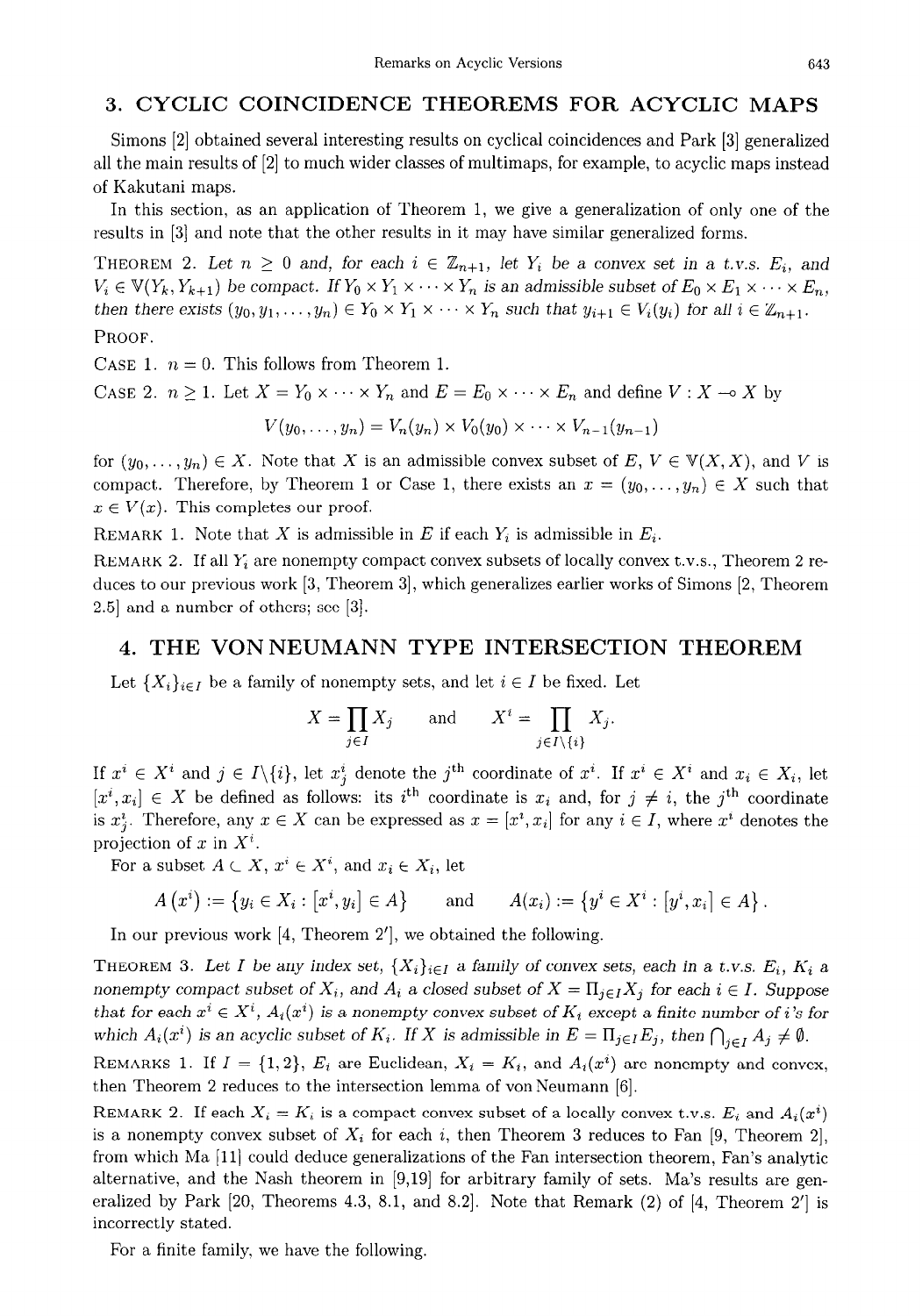## 3. CYCLIC COINCIDENCE THEOREMS FOR ACYCLIC MAPS

Simons [2] obtained several interesting results on cyclical coincidences and Park [3] generalized all the main results of [2] to much wider classes of multimaps, for example, to acyclic maps instead of Kakutani maps.

In this section, as an application of Theorem 1, we give a generalization of only one of the results in [3] and note that the other results in it may have similar generalized forms.

THEOREM 2. *Let $n \geq 0$ and, for each $i \in \mathbb{Z}_{n+1}$, let $Y_i$ be a convex set in a t.v.s. $E_i$, and $V_i \in \mathbb{V}(Y_k, Y_{k+1})$ be compact. If $Y_0 \times Y_1 \times \cdots \times Y_n$ is an admissible subset of $E_0 \times E_1 \times \cdots \times E_n$, then there exists $(y_0, y_1, \ldots, y_n) \in Y_0 \times Y_1 \times \cdots \times Y_n$ such that $y_{i+1} \in V_i(y_i)$ for all $i \in \mathbb{Z}_{n+1}$.*

PROOF.

CASE 1. $n = 0$. This follows from Theorem 1.

CASE 2. $n \geq 1$. Let $X = Y_0 \times \cdots \times Y_n$ and $E = E_0 \times \cdots \times E_n$ and define $V : X \multimap X$ by

$$V(y_0, \ldots, y_n) = V_n(y_n) \times V_0(y_0) \times \cdots \times V_{n-1}(y_{n-1})$$

for $(y_0, \ldots, y_n) \in X$. Note that $X$ is an admissible convex subset of $E$, $V \in \mathbb{V}(X, X)$, and $V$ is compact. Therefore, by Theorem 1 or Case 1, there exists an $x = (y_0, \ldots, y_n) \in X$ such that $x \in V(x)$. This completes our proof.

REMARK 1. Note that $X$ is admissible in $E$ if each $Y_i$ is admissible in $E_i$.

REMARK 2. If all $Y_i$ are nonempty compact convex subsets of locally convex t.v.s., Theorem 2 reduces to our previous work [3, Theorem 3], which generalizes earlier works of Simons [2, Theorem 2.5] and a number of others; see [3].

## 4. THE VON NEUMANN TYPE INTERSECTION THEOREM

Let $\{X_i\}_{i \in I}$ be a family of nonempty sets, and let $i \in I$ be fixed. Let

$$X = \prod_{j \in I} X_j \qquad \text{and} \qquad X^i = \prod_{j \in I \setminus \{i\}} X_j.$$

If $x^i \in X^i$ and $j \in I \setminus \{i\}$, let $x^i_j$ denote the $j^{\text{th}}$ coordinate of $x^i$. If $x^i \in X^i$ and $x_i \in X_i$, let $[x^i, x_i] \in X$ be defined as follows: its $i^{\text{th}}$ coordinate is $x_i$ and, for $j \neq i$, the $j^{\text{th}}$ coordinate is $x^i_j$. Therefore, any $x \in X$ can be expressed as $x = [x^i, x_i]$ for any $i \in I$, where $x^i$ denotes the projection of $x$ in $X^i$.

For a subset $A \subset X$, $x^i \in X^i$, and $x_i \in X_i$, let

$$A(x^i) := \{y_i \in X_i : [x^i, y_i] \in A\} \qquad \text{and} \qquad A(x_i) := \{y^i \in X^i : [y^i, x_i] \in A\}.$$

In our previous work [4, Theorem 2'], we obtained the following.

THEOREM 3. *Let $I$ be any index set, $\{X_i\}_{i \in I}$ a family of convex sets, each in a t.v.s. $E_i$, $K_i$ a nonempty compact subset of $X_i$, and $A_i$ a closed subset of $X = \Pi_{j \in I} X_j$ for each $i \in I$. Suppose that for each $x^i \in X^i$, $A_i(x^i)$ is a nonempty convex subset of $K_i$ except a finite number of $i$'s for which $A_i(x^i)$ is an acyclic subset of $K_i$. If $X$ is admissible in $E = \Pi_{j \in I} E_j$, then $\bigcap_{j \in I} A_j \neq \emptyset$.*

REMARKS 1. If $I = \{1, 2\}$, $E_i$ are Euclidean, $X_i = K_i$, and $A_i(x^i)$ are nonempty and convex, then Theorem 2 reduces to the intersection lemma of von Neumann [6].

REMARK 2. If each $X_i = K_i$ is a compact convex subset of a locally convex t.v.s. $E_i$ and $A_i(x^i)$ is a nonempty convex subset of $X_i$ for each $i$, then Theorem 3 reduces to Fan [9, Theorem 2], from which Ma [11] could deduce generalizations of the Fan intersection theorem, Fan's analytic alternative, and the Nash theorem in [9,19] for arbitrary family of sets. Ma's results are generalized by Park [20, Theorems 4.3, 8.1, and 8.2]. Note that Remark (2) of [4, Theorem 2'] is incorrectly stated.

For a finite family, we have the following.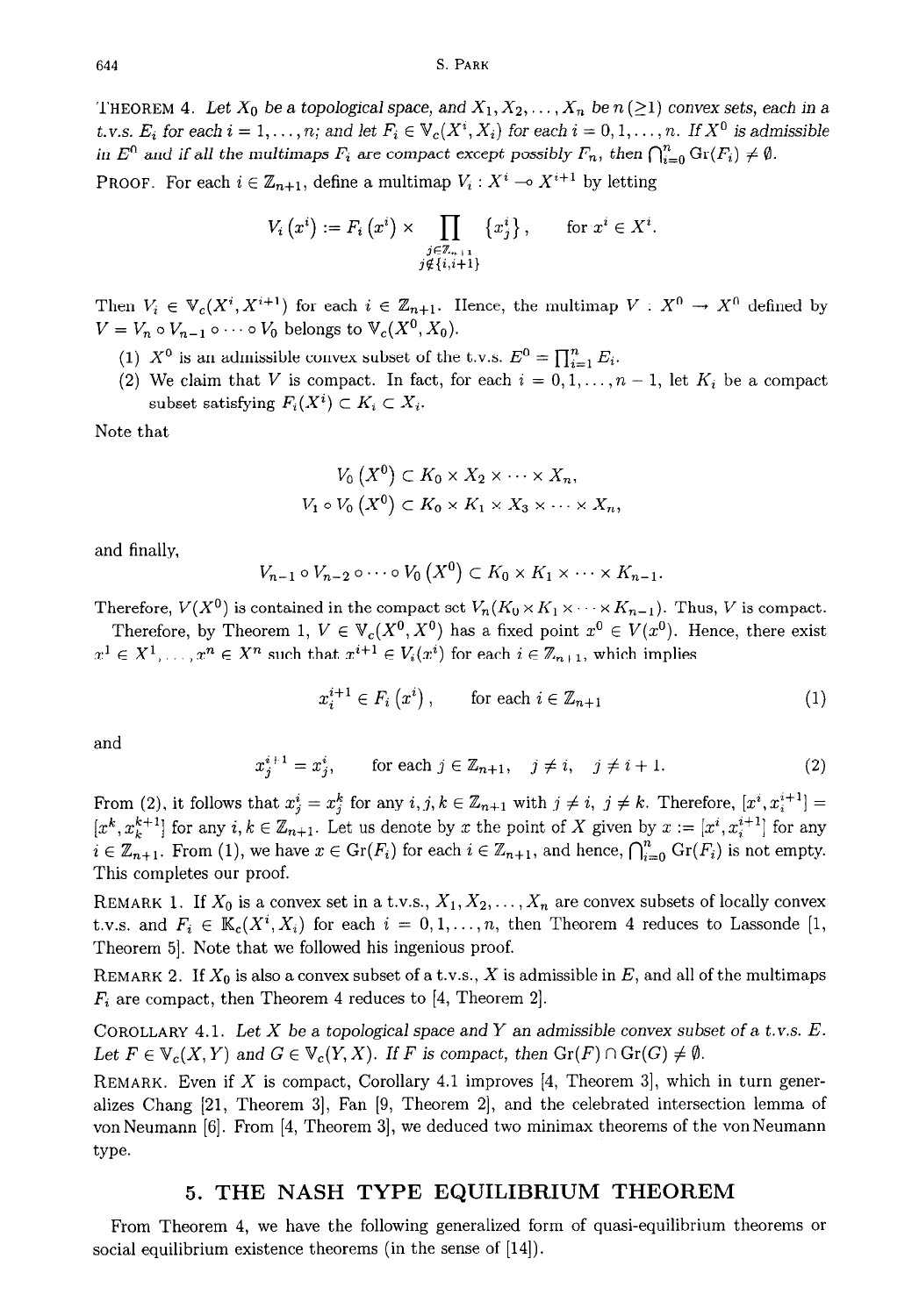THEOREM 4. *Let $X_0$ be a topological space, and $X_1, X_2, \dots, X_n$ be $n$ ($\geq 1$) convex sets, each in a t.v.s. $E_i$ for each $i = 1, \dots, n$; and let $F_i \in \mathbb{V}_c(X^i, X_i)$ for each $i = 0, 1, \dots, n$. If $X^0$ is admissible in $E^0$ and if all the multimaps $F_i$ are compact except possibly $F_n$, then $\bigcap_{i=0}^n \mathrm{Gr}(F_i) \neq \emptyset$.*

PROOF. For each $i \in \mathbb{Z}_{n+1}$, define a multimap $V_i : X^i \multimap X^{i+1}$ by letting

$$V_i(x^i) := F_i(x^i) \times \prod_{\substack{j \in \mathbb{Z}_{n+1} \\ j \notin \{i, i+1\}}} \{x_j^i\}, \qquad \text{for } x^i \in X^i.$$

Then $V_i \in \mathbb{V}_c(X^i, X^{i+1})$ for each $i \in \mathbb{Z}_{n+1}$. Hence, the multimap $V : X^0 \to X^0$ defined by $V = V_n \circ V_{n-1} \circ \cdots \circ V_0$ belongs to $\mathbb{V}_c(X^0, X_0)$.

(1) $X^0$ is an admissible convex subset of the t.v.s. $E^0 = \prod_{i=1}^n E_i$.

(2) We claim that $V$ is compact. In fact, for each $i = 0, 1, \dots, n-1$, let $K_i$ be a compact subset satisfying $F_i(X^i) \subset K_i \subset X_i$.

Note that

$$V_0(X^0) \subset K_0 \times X_2 \times \cdots \times X_n,$$
$$V_1 \circ V_0(X^0) \subset K_0 \times K_1 \times X_3 \times \cdots \times X_n,$$

and finally,

$$V_{n-1} \circ V_{n-2} \circ \cdots \circ V_0(X^0) \subset K_0 \times K_1 \times \cdots \times K_{n-1}.$$

Therefore, $V(X^0)$ is contained in the compact set $V_n(K_0 \times K_1 \times \cdots \times K_{n-1})$. Thus, $V$ is compact.

Therefore, by Theorem 1, $V \in \mathbb{V}_c(X^0, X^0)$ has a fixed point $x^0 \in V(x^0)$. Hence, there exist $x^1 \in X^1, \dots, x^n \in X^n$ such that $x^{i+1} \in V_i(x^i)$ for each $i \in \mathbb{Z}_{n+1}$, which implies

$$x_i^{i+1} \in F_i(x^i), \qquad \text{for each } i \in \mathbb{Z}_{n+1} \tag{1}$$

and

$$x_j^{i+1} = x_j^i, \qquad \text{for each } j \in \mathbb{Z}_{n+1}, \quad j \neq i, \quad j \neq i+1. \tag{2}$$

From (2), it follows that $x_j^i = x_j^k$ for any $i, j, k \in \mathbb{Z}_{n+1}$ with $j \neq i$, $j \neq k$. Therefore, $[x^i, x_i^{i+1}] = [x^k, x_k^{k+1}]$ for any $i, k \in \mathbb{Z}_{n+1}$. Let us denote by $x$ the point of $X$ given by $x := [x^i, x_i^{i+1}]$ for any $i \in \mathbb{Z}_{n+1}$. From (1), we have $x \in \mathrm{Gr}(F_i)$ for each $i \in \mathbb{Z}_{n+1}$, and hence, $\bigcap_{i=0}^n \mathrm{Gr}(F_i)$ is not empty. This completes our proof.

REMARK 1. If $X_0$ is a convex set in a t.v.s., $X_1, X_2, \dots, X_n$ are convex subsets of locally convex t.v.s. and $F_i \in \mathbb{K}_c(X^i, X_i)$ for each $i = 0, 1, \dots, n$, then Theorem 4 reduces to Lassonde [1, Theorem 5]. Note that we followed his ingenious proof.

REMARK 2. If $X_0$ is also a convex subset of a t.v.s., $X$ is admissible in $E$, and all of the multimaps $F_i$ are compact, then Theorem 4 reduces to [4, Theorem 2].

COROLLARY 4.1. *Let $X$ be a topological space and $Y$ an admissible convex subset of a t.v.s. $E$. Let $F \in \mathbb{V}_c(X, Y)$ and $G \in \mathbb{V}_c(Y, X)$. If $F$ is compact, then $\mathrm{Gr}(F) \cap \mathrm{Gr}(G) \neq \emptyset$.*

REMARK. Even if $X$ is compact, Corollary 4.1 improves [4, Theorem 3], which in turn generalizes Chang [21, Theorem 3], Fan [9, Theorem 2], and the celebrated intersection lemma of von Neumann [6]. From [4, Theorem 3], we deduced two minimax theorems of the von Neumann type.

## 5. THE NASH TYPE EQUILIBRIUM THEOREM

From Theorem 4, we have the following generalized form of quasi-equilibrium theorems or social equilibrium existence theorems (in the sense of [14]).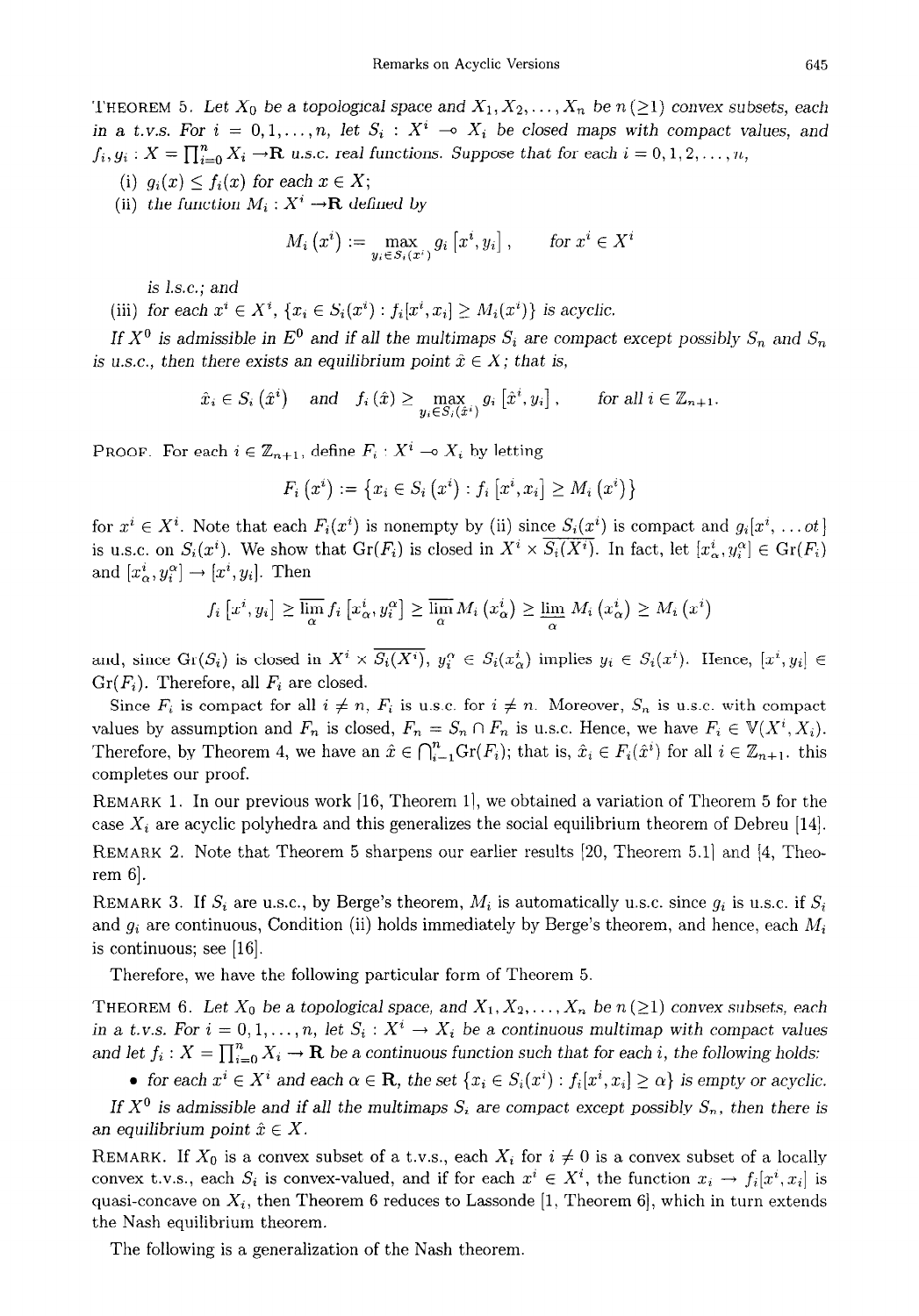THEOREM 5. *Let $X_0$ be a topological space and $X_1, X_2, \ldots, X_n$ be $n\,(\geq 1)$ convex subsets, each in a t.v.s. For $i = 0, 1, \ldots, n$, let $S_i : X^i \multimap X_i$ be closed maps with compact values, and $f_i, g_i : X = \prod_{i=0}^n X_i \to \mathbf{R}$ u.s.c. real functions. Suppose that for each $i = 0, 1, 2, \ldots, n$,*

(i) *$g_i(x) \leq f_i(x)$ for each $x \in X$;*

(ii) *the function $M_i : X^i \to \mathbf{R}$ defined by*

$$M_i\left(x^i\right) := \max_{y_i \in S_i(x^i)} g_i\left[x^i, y_i\right], \qquad \text{for } x^i \in X^i$$

*is l.s.c.; and*

(iii) *for each $x^i \in X^i$, $\{x_i \in S_i(x^i) : f_i[x^i, x_i] \geq M_i(x^i)\}$ is acyclic.*

*If $X^0$ is admissible in $E^0$ and if all the multimaps $S_i$ are compact except possibly $S_n$ and $S_n$ is u.s.c., then there exists an equilibrium point $\hat{x} \in X$; that is,*

$$\hat{x}_i \in S_i\left(\hat{x}^i\right) \quad \text{and} \quad f_i\left(\hat{x}\right) \geq \max_{y_i \in S_i(\hat{x}^i)} g_i\left[\hat{x}^i, y_i\right], \qquad \text{for all } i \in \mathbf{Z}_{n+1}.$$

PROOF. For each $i \in \mathbf{Z}_{n+1}$, define $F_i : X^i \multimap X_i$ by letting

$$F_i\left(x^i\right) := \left\{x_i \in S_i\left(x^i\right) : f_i\left[x^i, x_i\right] \geq M_i\left(x^i\right)\right\}$$

for $x^i \in X^i$. Note that each $F_i(x^i)$ is nonempty by (ii) since $S_i(x^i)$ is compact and $g_i[x^i, \ldots ot]$ is u.s.c. on $S_i(x^i)$. We show that $\mathrm{Gr}(F_i)$ is closed in $X^i \times \overline{S_i(X^i)}$. In fact, let $[x^i_\alpha, y^\alpha_i] \in \mathrm{Gr}(F_i)$ and $[x^i_\alpha, y^\alpha_i] \to [x^i, y_i]$. Then

$$f_i\left[x^i, y_i\right] \geq \overline{\lim_\alpha} f_i\left[x^i_\alpha, y^\alpha_i\right] \geq \overline{\lim_\alpha} M_i\left(x^i_\alpha\right) \geq \underline{\lim_\alpha}\, M_i\left(x^i_\alpha\right) \geq M_i\left(x^i\right)$$

and, since $\mathrm{Gr}(S_i)$ is closed in $X^i \times \overline{S_i(X^i)}$, $y^\alpha_i \in S_i(x^i_\alpha)$ implies $y_i \in S_i(x^i)$. Hence, $[x^i, y_i] \in \mathrm{Gr}(F_i)$. Therefore, all $F_i$ are closed.

Since $F_i$ is compact for all $i \neq n$, $F_i$ is u.s.c. for $i \neq n$. Moreover, $S_n$ is u.s.c. with compact values by assumption and $F_n$ is closed, $F_n = S_n \cap F_n$ is u.s.c. Hence, we have $F_i \in \mathbb{V}(X^i, X_i)$. Therefore, by Theorem 4, we have an $\hat{x} \in \bigcap_{i=1}^n \mathrm{Gr}(F_i)$; that is, $\hat{x}_i \in F_i(\hat{x}^i)$ for all $i \in \mathbf{Z}_{n+1}$. this completes our proof.

REMARK 1. In our previous work [16, Theorem 1], we obtained a variation of Theorem 5 for the case $X_i$ are acyclic polyhedra and this generalizes the social equilibrium theorem of Debreu [14].

REMARK 2. Note that Theorem 5 sharpens our earlier results [20, Theorem 5.1] and [4, Theorem 6].

REMARK 3. If $S_i$ are u.s.c., by Berge's theorem, $M_i$ is automatically u.s.c. since $g_i$ is u.s.c. if $S_i$ and $g_i$ are continuous, Condition (ii) holds immediately by Berge's theorem, and hence, each $M_i$ is continuous; see [16].

Therefore, we have the following particular form of Theorem 5.

THEOREM 6. *Let $X_0$ be a topological space, and $X_1, X_2, \ldots, X_n$ be $n\,(\geq 1)$ convex subsets, each in a t.v.s. For $i = 0, 1, \ldots, n$, let $S_i : X^i \to X_i$ be a continuous multimap with compact values and let $f_i : X = \prod_{i=0}^n X_i \to \mathbf{R}$ be a continuous function such that for each $i$, the following holds:*

- *for each $x^i \in X^i$ and each $\alpha \in \mathbf{R}$, the set $\{x_i \in S_i(x^i) : f_i[x^i, x_i] \geq \alpha\}$ is empty or acyclic.*

*If $X^0$ is admissible and if all the multimaps $S_i$ are compact except possibly $S_n$, then there is an equilibrium point $\hat{x} \in X$.*

REMARK. If $X_0$ is a convex subset of a t.v.s., each $X_i$ for $i \neq 0$ is a convex subset of a locally convex t.v.s., each $S_i$ is convex-valued, and if for each $x^i \in X^i$, the function $x_i \to f_i[x^i, x_i]$ is quasi-concave on $X_i$, then Theorem 6 reduces to Lassonde [1, Theorem 6], which in turn extends the Nash equilibrium theorem.

The following is a generalization of the Nash theorem.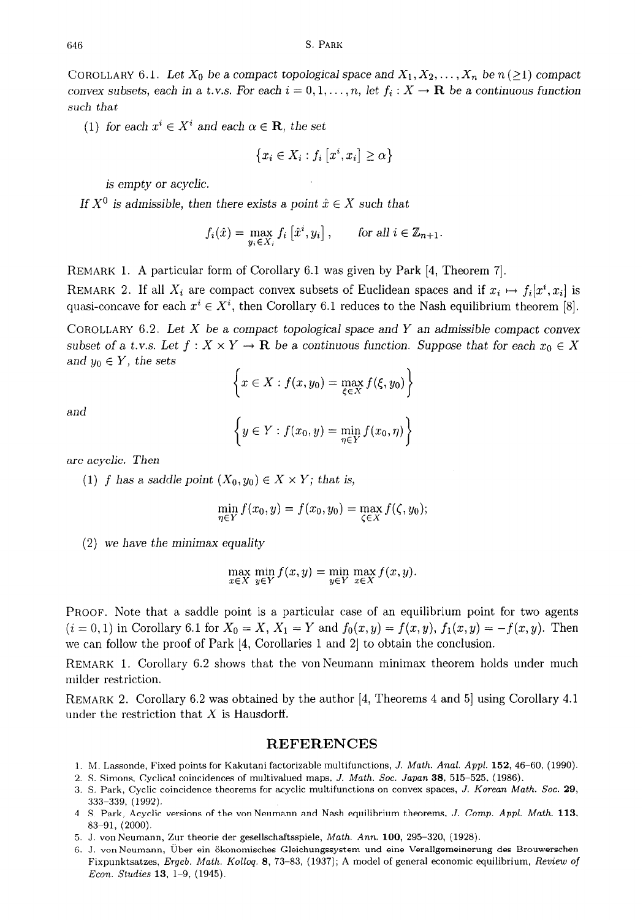COROLLARY 6.1. *Let $X_0$ be a compact topological space and $X_1, X_2, \ldots, X_n$ be $n\,(\geq 1)$ compact convex subsets, each in a t.v.s. For each $i = 0, 1, \ldots, n$, let $f_i : X \to \mathbf{R}$ be a continuous function such that*

(1) *for each $x^i \in X^i$ and each $\alpha \in \mathbf{R}$, the set*

$$\left\{x_i \in X_i : f_i\left[x^i, x_i\right] \geq \alpha\right\}$$

*is empty or acyclic.*

*If $X^0$ is admissible, then there exists a point $\hat{x} \in X$ such that*

$$f_i(\hat{x}) = \max_{y_i \in X_i} f_i\left[\hat{x}^i, y_i\right], \qquad \text{for all } i \in \mathbb{Z}_{n+1}.$$

REMARK 1. A particular form of Corollary 6.1 was given by Park [4, Theorem 7].

REMARK 2. If all $X_i$ are compact convex subsets of Euclidean spaces and if $x_i \mapsto f_i[x^i, x_i]$ is quasi-concave for each $x^i \in X^i$, then Corollary 6.1 reduces to the Nash equilibrium theorem [8].

COROLLARY 6.2. *Let $X$ be a compact topological space and $Y$ an admissible compact convex subset of a t.v.s. Let $f : X \times Y \to \mathbf{R}$ be a continuous function. Suppose that for each $x_0 \in X$ and $y_0 \in Y$, the sets*

$$\left\{x \in X : f(x, y_0) = \max_{\xi \in X} f(\xi, y_0)\right\}$$

*and*

$$\left\{y \in Y : f(x_0, y) = \min_{\eta \in Y} f(x_0, \eta)\right\}$$

*are acyclic. Then*

(1) *$f$ has a saddle point $(X_0, y_0) \in X \times Y$; that is,*

$$\min_{\eta \in Y} f(x_0, y) = f(x_0, y_0) = \max_{\zeta \in X} f(\zeta, y_0);$$

(2) *we have the minimax equality*

$$\max_{x \in X} \min_{y \in Y} f(x, y) = \min_{y \in Y} \max_{x \in X} f(x, y).$$

PROOF. Note that a saddle point is a particular case of an equilibrium point for two agents ($i = 0, 1$) in Corollary 6.1 for $X_0 = X$, $X_1 = Y$ and $f_0(x, y) = f(x, y)$, $f_1(x, y) = -f(x, y)$. Then we can follow the proof of Park [4, Corollaries 1 and 2] to obtain the conclusion.

REMARK 1. Corollary 6.2 shows that the von Neumann minimax theorem holds under much milder restriction.

REMARK 2. Corollary 6.2 was obtained by the author [4, Theorems 4 and 5] using Corollary 4.1 under the restriction that $X$ is Hausdorff.

## REFERENCES

1. M. Lassonde, Fixed points for Kakutani factorizable multifunctions, *J. Math. Anal. Appl.* **152**, 46–60, (1990).
2. S. Simons, Cyclical coincidences of multivalued maps, *J. Math. Soc. Japan* **38**, 515–525, (1986).
3. S. Park, Cyclic coincidence theorems for acyclic multifunctions on convex spaces, *J. Korean Math. Soc.* **29**, 333–339, (1992).
4. S. Park, Acyclic versions of the von Neumann and Nash equilibrium theorems, *J. Comp. Appl. Math.* **113**, 83–91, (2000).
5. J. von Neumann, Zur theorie der gesellschaftsspiele, *Math. Ann.* **100**, 295–320, (1928).
6. J. von Neumann, Über ein ökonomisches Gleichungssystem und eine Verallgemeinerung des Brouwerschen Fixpunktsatzes, *Ergeb. Math. Kolloq.* **8**, 73–83, (1937); A model of general economic equilibrium, *Review of Econ. Studies* **13**, 1–9, (1945).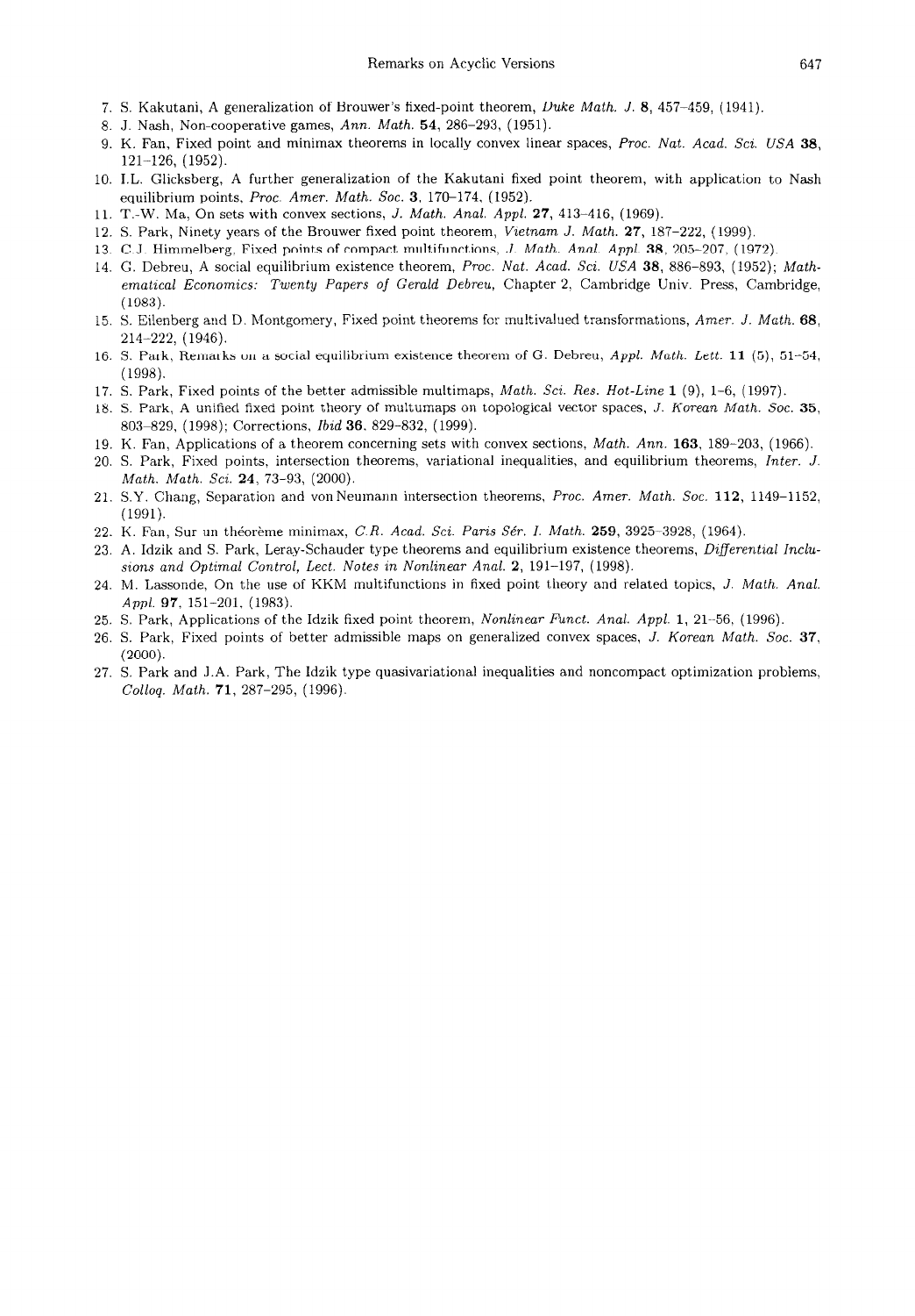7. S. Kakutani, A generalization of Brouwer's fixed-point theorem, *Duke Math. J.* **8**, 457–459, (1941).
8. J. Nash, Non-cooperative games, *Ann. Math.* **54**, 286–293, (1951).
9. K. Fan, Fixed point and minimax theorems in locally convex linear spaces, *Proc. Nat. Acad. Sci. USA* **38**, 121–126, (1952).
10. I.L. Glicksberg, A further generalization of the Kakutani fixed point theorem, with application to Nash equilibrium points, *Proc. Amer. Math. Soc.* **3**, 170–174, (1952).
11. T.-W. Ma, On sets with convex sections, *J. Math. Anal. Appl.* **27**, 413–416, (1969).
12. S. Park, Ninety years of the Brouwer fixed point theorem, *Vietnam J. Math.* **27**, 187–222, (1999).
13. C.J. Himmelberg, Fixed points of compact multifunctions, *J. Math. Anal. Appl.* **38**, 205–207, (1972).
14. G. Debreu, A social equilibrium existence theorem, *Proc. Nat. Acad. Sci. USA* **38**, 886–893, (1952); *Mathematical Economics: Twenty Papers of Gerald Debreu*, Chapter 2, Cambridge Univ. Press, Cambridge, (1983).
15. S. Eilenberg and D. Montgomery, Fixed point theorems for multivalued transformations, *Amer. J. Math.* **68**, 214–222, (1946).
16. S. Park, Remarks on a social equilibrium existence theorem of G. Debreu, *Appl. Math. Lett.* **11** (5), 51–54, (1998).
17. S. Park, Fixed points of the better admissible multimaps, *Math. Sci. Res. Hot-Line* **1** (9), 1–6, (1997).
18. S. Park, A unified fixed point theory of multimaps on topological vector spaces, *J. Korean Math. Soc.* **35**, 803–829, (1998); Corrections, *Ibid* **36**, 829–832, (1999).
19. K. Fan, Applications of a theorem concerning sets with convex sections, *Math. Ann.* **163**, 189–203, (1966).
20. S. Park, Fixed points, intersection theorems, variational inequalities, and equilibrium theorems, *Inter. J. Math. Math. Sci.* **24**, 73–93, (2000).
21. S.Y. Chang, Separation and von Neumann intersection theorems, *Proc. Amer. Math. Soc.* **112**, 1149–1152, (1991).
22. K. Fan, Sur un théorème minimax, *C.R. Acad. Sci. Paris Sér. I. Math.* **259**, 3925–3928, (1964).
23. A. Idzik and S. Park, Leray-Schauder type theorems and equilibrium existence theorems, *Differential Inclusions and Optimal Control, Lect. Notes in Nonlinear Anal.* **2**, 191–197, (1998).
24. M. Lassonde, On the use of KKM multifunctions in fixed point theory and related topics, *J. Math. Anal. Appl.* **97**, 151–201, (1983).
25. S. Park, Applications of the Idzik fixed point theorem, *Nonlinear Funct. Anal. Appl.* **1**, 21–56, (1996).
26. S. Park, Fixed points of better admissible maps on generalized convex spaces, *J. Korean Math. Soc.* **37**, (2000).
27. S. Park and J.A. Park, The Idzik type quasivariational inequalities and noncompact optimization problems, *Colloq. Math.* **71**, 287–295, (1996).